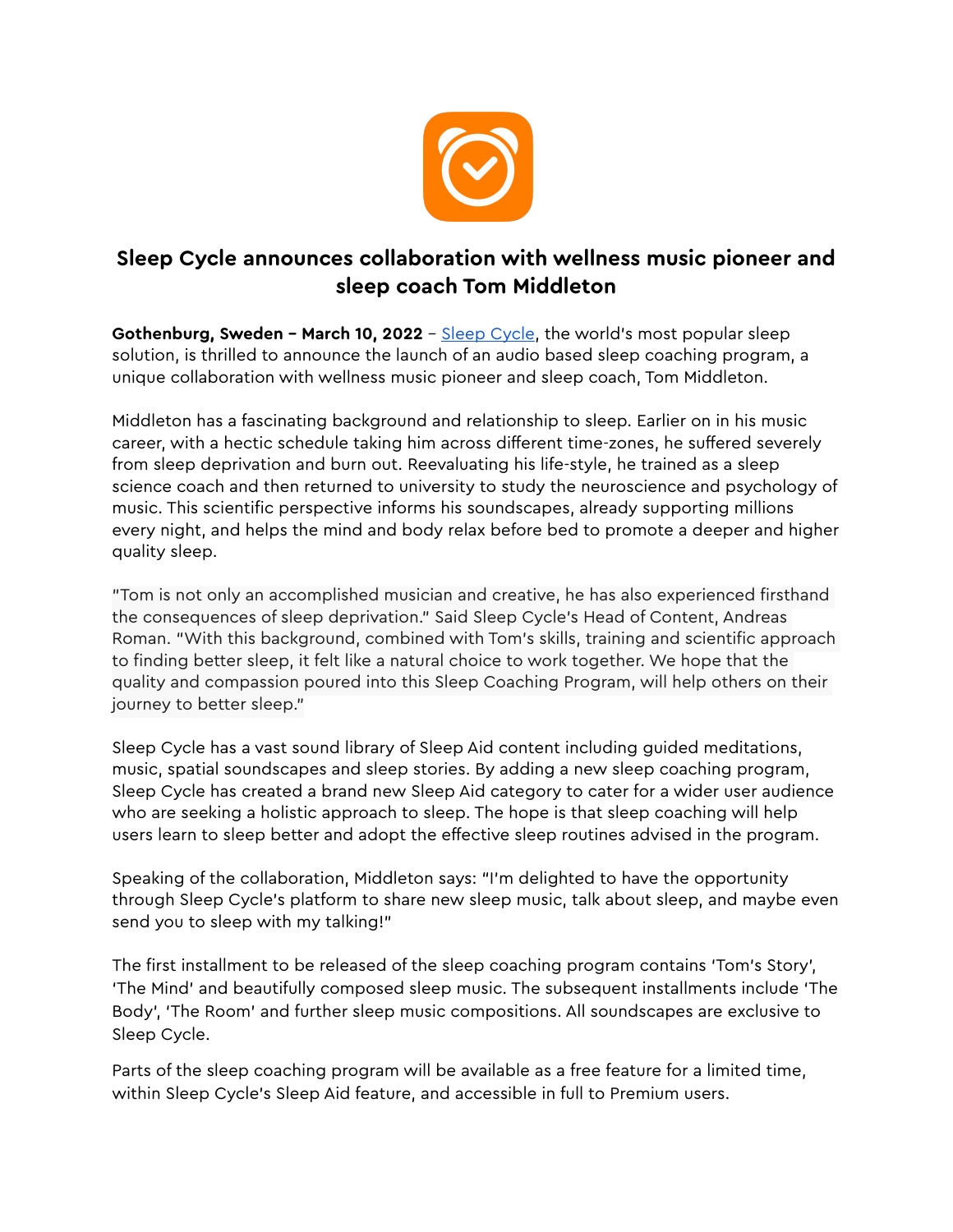# Sleep Cycle announces collaboration with wellness music pioneer and sleep coach Tom Middleton

**Gothenburg, Sweden – March 10, 2022** – Sleep Cycle, the world's most popular sleep solution, is thrilled to announce the launch of an audio based sleep coaching program, a unique collaboration with wellness music pioneer and sleep coach, Tom Middleton.

Middleton has a fascinating background and relationship to sleep. Earlier on in his music career, with a hectic schedule taking him across different time-zones, he suffered severely from sleep deprivation and burn out. Reevaluating his life-style, he trained as a sleep science coach and then returned to university to study the neuroscience and psychology of music. This scientific perspective informs his soundscapes, already supporting millions every night, and helps the mind and body relax before bed to promote a deeper and higher quality sleep.

"Tom is not only an accomplished musician and creative, he has also experienced firsthand the consequences of sleep deprivation." Said Sleep Cycle's Head of Content, Andreas Roman. "With this background, combined with Tom's skills, training and scientific approach to finding better sleep, it felt like a natural choice to work together. We hope that the quality and compassion poured into this Sleep Coaching Program, will help others on their journey to better sleep."

Sleep Cycle has a vast sound library of Sleep Aid content including guided meditations, music, spatial soundscapes and sleep stories. By adding a new sleep coaching program, Sleep Cycle has created a brand new Sleep Aid category to cater for a wider user audience who are seeking a holistic approach to sleep. The hope is that sleep coaching will help users learn to sleep better and adopt the effective sleep routines advised in the program.

Speaking of the collaboration, Middleton says: "I'm delighted to have the opportunity through Sleep Cycle's platform to share new sleep music, talk about sleep, and maybe even send you to sleep with my talking!"

The first installment to be released of the sleep coaching program contains 'Tom's Story', 'The Mind' and beautifully composed sleep music. The subsequent installments include 'The Body', 'The Room' and further sleep music compositions. All soundscapes are exclusive to Sleep Cycle.

Parts of the sleep coaching program will be available as a free feature for a limited time, within Sleep Cycle's Sleep Aid feature, and accessible in full to Premium users.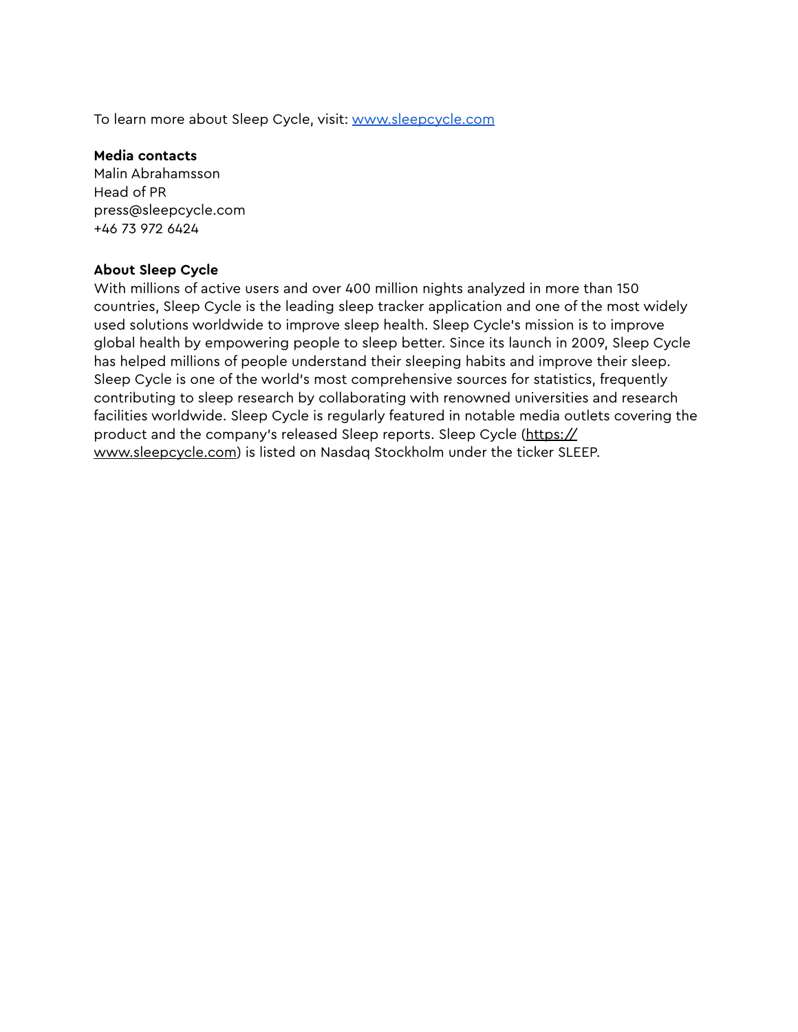To learn more about Sleep Cycle, visit: [www.sleepcycle.com](http://www.sleepcycle.com)

**Media contacts**
Malin Abrahamsson
Head of PR
press@sleepcycle.com
+46 73 972 6424

**About Sleep Cycle**
With millions of active users and over 400 million nights analyzed in more than 150 countries, Sleep Cycle is the leading sleep tracker application and one of the most widely used solutions worldwide to improve sleep health. Sleep Cycle's mission is to improve global health by empowering people to sleep better. Since its launch in 2009, Sleep Cycle has helped millions of people understand their sleeping habits and improve their sleep. Sleep Cycle is one of the world's most comprehensive sources for statistics, frequently contributing to sleep research by collaborating with renowned universities and research facilities worldwide. Sleep Cycle is regularly featured in notable media outlets covering the product and the company's released Sleep reports. Sleep Cycle ([https://www.sleepcycle.com](https://www.sleepcycle.com)) is listed on Nasdaq Stockholm under the ticker SLEEP.